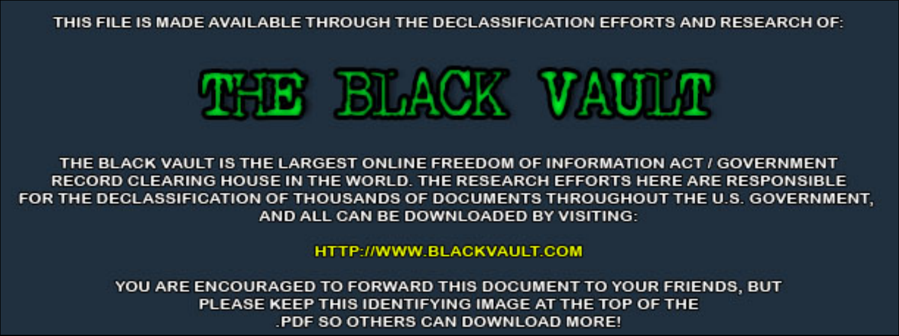THIS FILE IS MADE AVAILABLE THROUGH THE DECLASSIFICATION EFFORTS AND RESEARCH OF:

# THE BLACK VAULT

THE BLACK VAULT IS THE LARGEST ONLINE FREEDOM OF INFORMATION ACT / GOVERNMENT RECORD CLEARING HOUSE IN THE WORLD. THE RESEARCH EFFORTS HERE ARE RESPONSIBLE FOR THE DECLASSIFICATION OF THOUSANDS OF DOCUMENTS THROUGHOUT THE U.S. GOVERNMENT, AND ALL CAN BE DOWNLOADED BY VISITING:

HTTP://WWW.BLACKVAULT.COM

YOU ARE ENCOURAGED TO FORWARD THIS DOCUMENT TO YOUR FRIENDS, BUT PLEASE KEEP THIS IDENTIFYING IMAGE AT THE TOP OF THE .PDF SO OTHERS CAN DOWNLOAD MORE!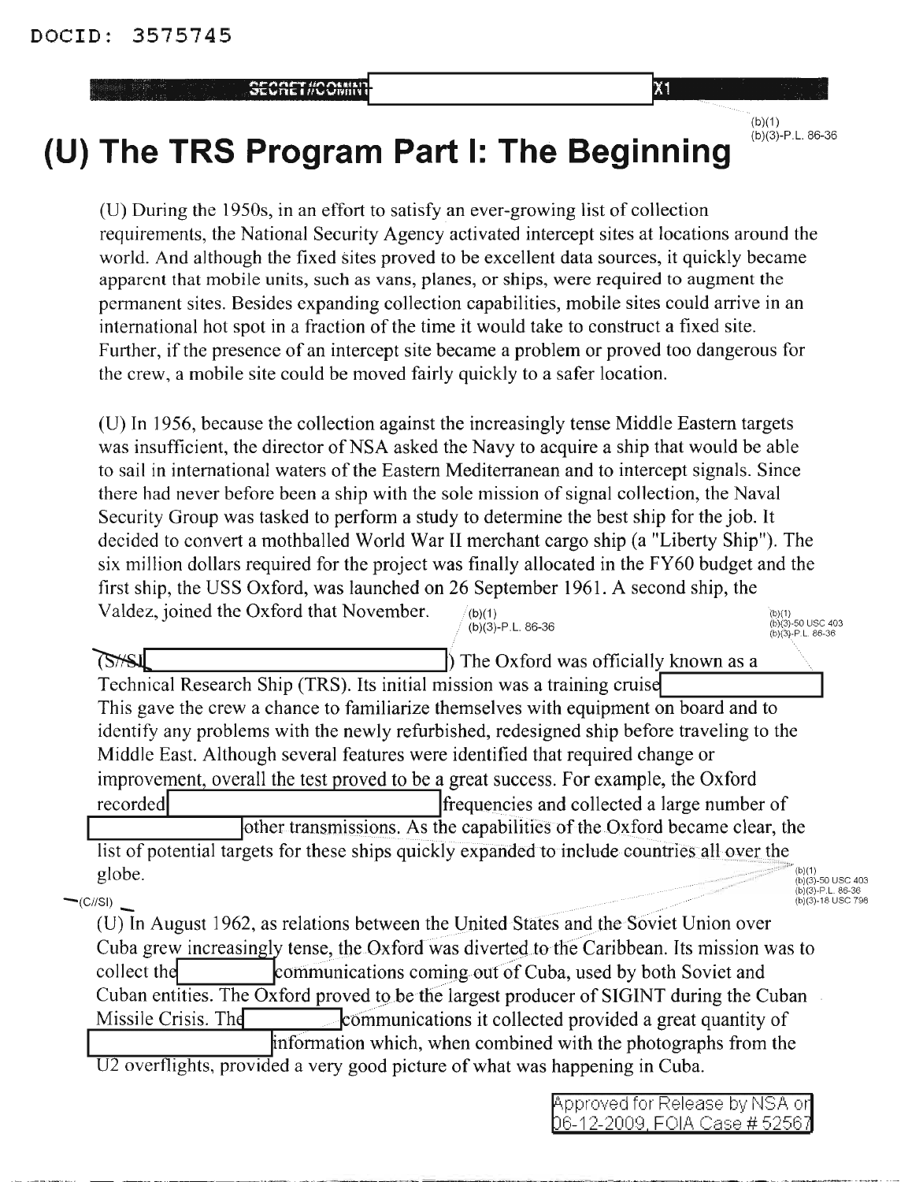DOCID: 3575745

SECRET//COMINT X1

(b)(1)
(b)(3)-P.L. 86-36

# (U) The TRS Program Part I: The Beginning

(U) During the 1950s, in an effort to satisfy an ever-growing list of collection requirements, the National Security Agency activated intercept sites at locations around the world. And although the fixed sites proved to be excellent data sources, it quickly became apparent that mobile units, such as vans, planes, or ships, were required to augment the permanent sites. Besides expanding collection capabilities, mobile sites could arrive in an international hot spot in a fraction of the time it would take to construct a fixed site. Further, if the presence of an intercept site became a problem or proved too dangerous for the crew, a mobile site could be moved fairly quickly to a safer location.

(U) In 1956, because the collection against the increasingly tense Middle Eastern targets was insufficient, the director of NSA asked the Navy to acquire a ship that would be able to sail in international waters of the Eastern Mediterranean and to intercept signals. Since there had never before been a ship with the sole mission of signal collection, the Naval Security Group was tasked to perform a study to determine the best ship for the job. It decided to convert a mothballed World War II merchant cargo ship (a "Liberty Ship"). The six million dollars required for the project was finally allocated in the FY60 budget and the first ship, the USS Oxford, was launched on 26 September 1961. A second ship, the Valdez, joined the Oxford that November.

(b)(1)
(b)(3)-P.L. 86-36

(b)(1)
(b)(3)-50 USC 403
(b)(3)-P.L. 86-36

(S//SI [redacted]) The Oxford was officially known as a Technical Research Ship (TRS). Its initial mission was a training cruise [redacted] This gave the crew a chance to familiarize themselves with equipment on board and to identify any problems with the newly refurbished, redesigned ship before traveling to the Middle East. Although several features were identified that required change or improvement, overall the test proved to be a great success. For example, the Oxford recorded [redacted] frequencies and collected a large number of [redacted] other transmissions. As the capabilities of the Oxford became clear, the list of potential targets for these ships quickly expanded to include countries all over the globe.

(b)(1)
(b)(3)-50 USC 403
(b)(3)-P.L. 86-36
(b)(3)-18 USC 798

~~(C//SI)~~ (U) In August 1962, as relations between the United States and the Soviet Union over Cuba grew increasingly tense, the Oxford was diverted to the Caribbean. Its mission was to collect the [redacted] communications coming out of Cuba, used by both Soviet and Cuban entities. The Oxford proved to be the largest producer of SIGINT during the Cuban Missile Crisis. The [redacted] communications it collected provided a great quantity of [redacted] information which, when combined with the photographs from the U2 overflights, provided a very good picture of what was happening in Cuba.

Approved for Release by NSA on 06-12-2009, FOIA Case # 52567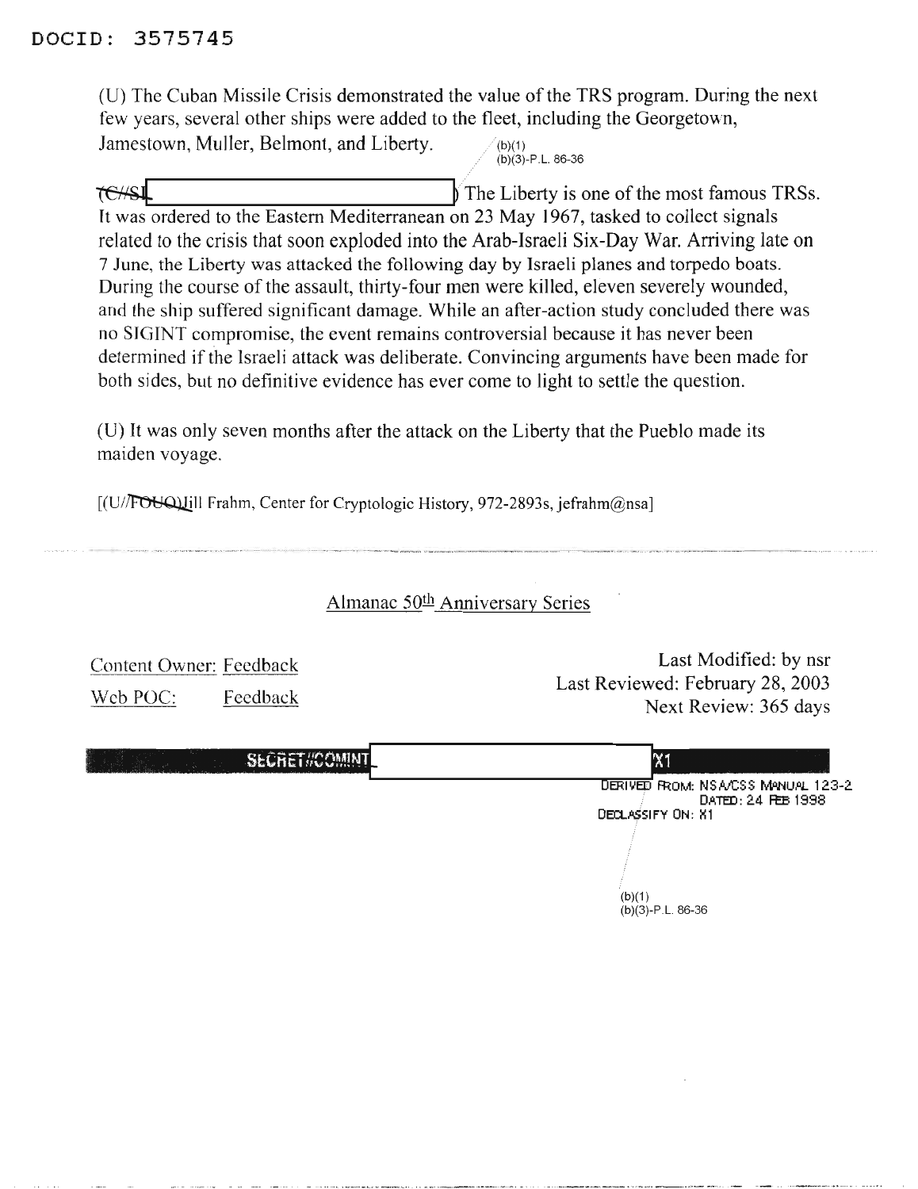(U) The Cuban Missile Crisis demonstrated the value of the TRS program. During the next few years, several other ships were added to the fleet, including the Georgetown, Jamestown, Muller, Belmont, and Liberty.

(b)(1)
(b)(3)-P.L. 86-36

~~(C//SI~~ [REDACTED]) The Liberty is one of the most famous TRSs. It was ordered to the Eastern Mediterranean on 23 May 1967, tasked to collect signals related to the crisis that soon exploded into the Arab-Israeli Six-Day War. Arriving late on 7 June, the Liberty was attacked the following day by Israeli planes and torpedo boats. During the course of the assault, thirty-four men were killed, eleven severely wounded, and the ship suffered significant damage. While an after-action study concluded there was no SIGINT compromise, the event remains controversial because it has never been determined if the Israeli attack was deliberate. Convincing arguments have been made for both sides, but no definitive evidence has ever come to light to settle the question.

(U) It was only seven months after the attack on the Liberty that the Pueblo made its maiden voyage.

[(U//~~FOUO~~)Jill Frahm, Center for Cryptologic History, 972-2893s, jefrahm@nsa]

Almanac 50th Anniversary Series

Content Owner: Feedback
Web POC: Feedback

Last Modified: by nsr
Last Reviewed: February 28, 2003
Next Review: 365 days

SECRET//COMINT [REDACTED] X1

DERIVED FROM: NSA/CSS MANUAL 123-2
DATED: 24 FEB 1998
DECLASSIFY ON: X1

(b)(1)
(b)(3)-P.L. 86-36